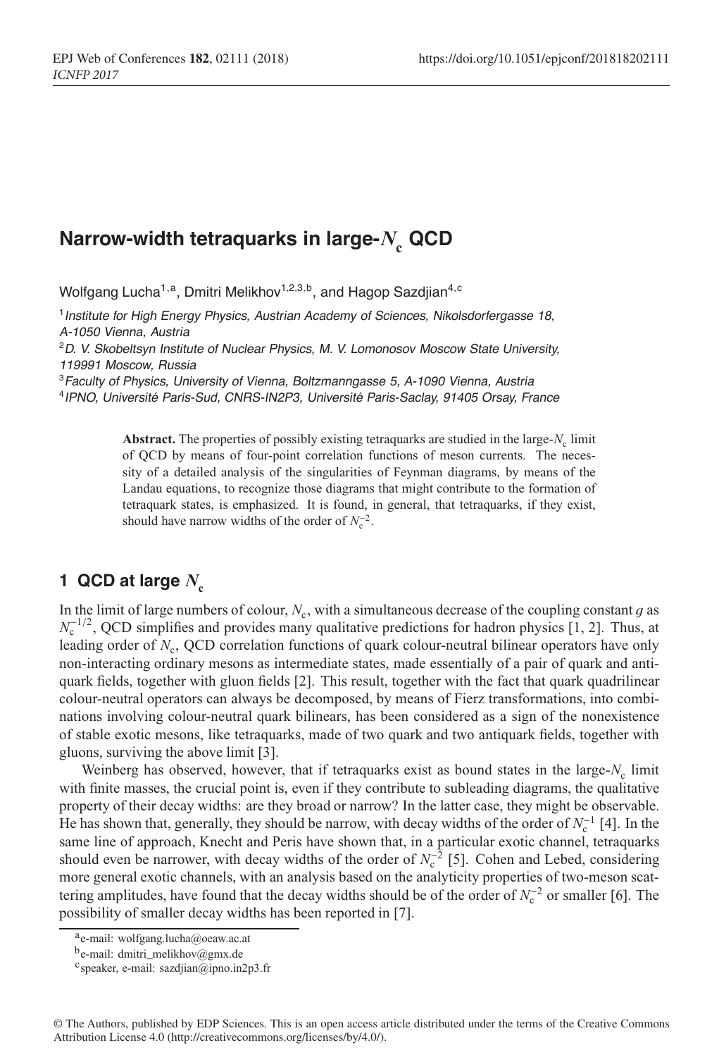# Narrow-width tetraquarks in large-$N_c$ QCD

Wolfgang Lucha[1,a], Dmitri Melikhov[1,2,3,b], and Hagop Sazdjian[4,c]

[1] *Institute for High Energy Physics, Austrian Academy of Sciences, Nikolsdorfergasse 18, A-1050 Vienna, Austria*

[2] *D. V. Skobeltsyn Institute of Nuclear Physics, M. V. Lomonosov Moscow State University, 119991 Moscow, Russia*

[3] *Faculty of Physics, University of Vienna, Boltzmanngasse 5, A-1090 Vienna, Austria*

[4] *IPNO, Université Paris-Sud, CNRS-IN2P3, Université Paris-Saclay, 91405 Orsay, France*

**Abstract.** The properties of possibly existing tetraquarks are studied in the large-$N_c$ limit of QCD by means of four-point correlation functions of meson currents. The necessity of a detailed analysis of the singularities of Feynman diagrams, by means of the Landau equations, to recognize those diagrams that might contribute to the formation of tetraquark states, is emphasized. It is found, in general, that tetraquarks, if they exist, should have narrow widths of the order of $N_c^{-2}$.

## 1 QCD at large $N_c$

In the limit of large numbers of colour, $N_c$, with a simultaneous decrease of the coupling constant $g$ as $N_c^{-1/2}$, QCD simplifies and provides many qualitative predictions for hadron physics [1, 2]. Thus, at leading order of $N_c$, QCD correlation functions of quark colour-neutral bilinear operators have only non-interacting ordinary mesons as intermediate states, made essentially of a pair of quark and antiquark fields, together with gluon fields [2]. This result, together with the fact that quark quadrilinear colour-neutral operators can always be decomposed, by means of Fierz transformations, into combinations involving colour-neutral quark bilinears, has been considered as a sign of the nonexistence of stable exotic mesons, like tetraquarks, made of two quark and two antiquark fields, together with gluons, surviving the above limit [3].

Weinberg has observed, however, that if tetraquarks exist as bound states in the large-$N_c$ limit with finite masses, the crucial point is, even if they contribute to subleading diagrams, the qualitative property of their decay widths: are they broad or narrow? In the latter case, they might be observable. He has shown that, generally, they should be narrow, with decay widths of the order of $N_c^{-1}$ [4]. In the same line of approach, Knecht and Peris have shown that, in a particular exotic channel, tetraquarks should even be narrower, with decay widths of the order of $N_c^{-2}$ [5]. Cohen and Lebed, considering more general exotic channels, with an analysis based on the analyticity properties of two-meson scattering amplitudes, have found that the decay widths should be of the order of $N_c^{-2}$ or smaller [6]. The possibility of smaller decay widths has been reported in [7].

[a] e-mail: wolfgang.lucha@oeaw.ac.at

[b] e-mail: dmitri_melikhov@gmx.de

[c] speaker, e-mail: sazdjian@ipno.in2p3.fr

© The Authors, published by EDP Sciences. This is an open access article distributed under the terms of the Creative Commons Attribution License 4.0 (http://creativecommons.org/licenses/by/4.0/).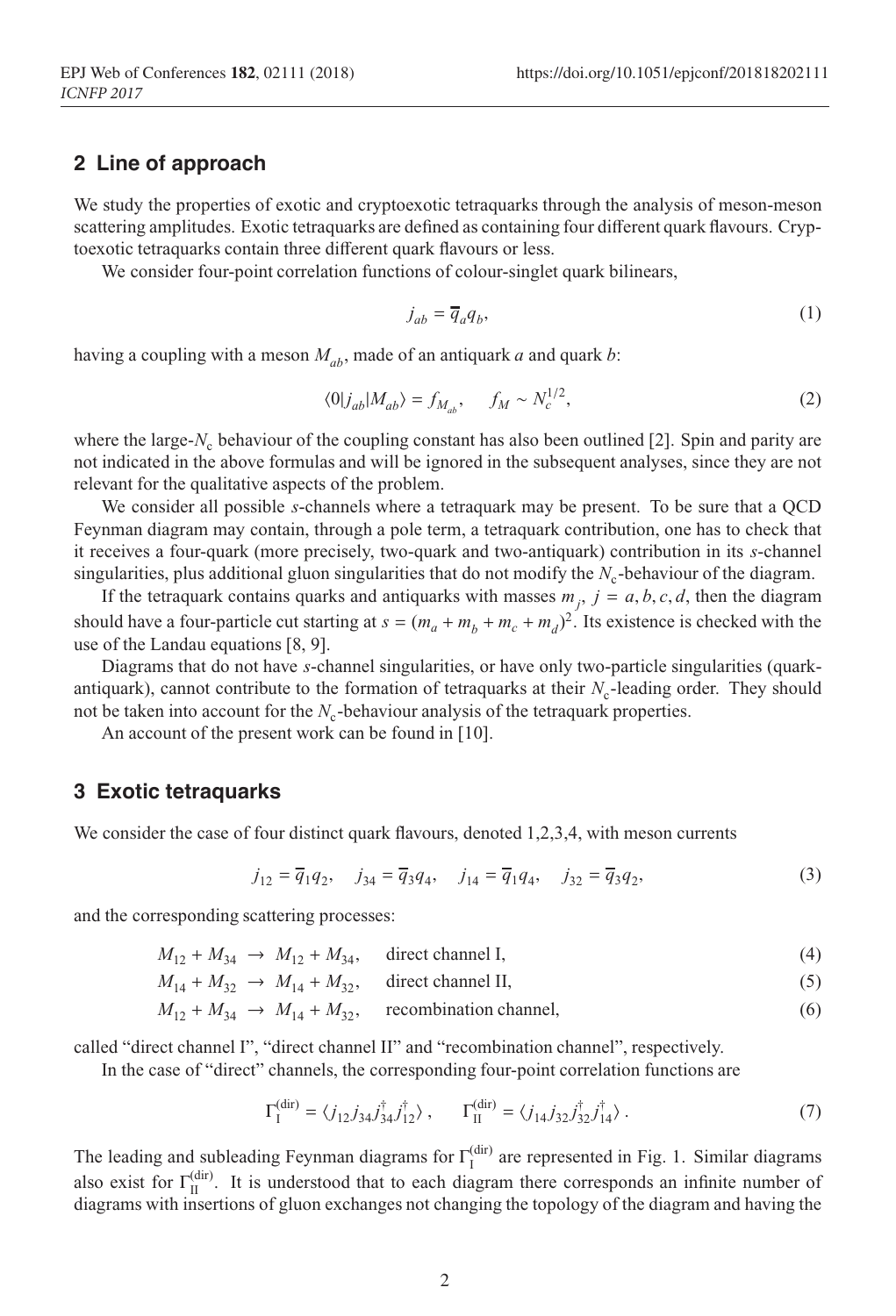## 2 Line of approach

We study the properties of exotic and cryptoexotic tetraquarks through the analysis of meson-meson scattering amplitudes. Exotic tetraquarks are defined as containing four different quark flavours. Cryptoexotic tetraquarks contain three different quark flavours or less.

We consider four-point correlation functions of colour-singlet quark bilinears,

$$j_{ab} = \overline{q}_a q_b, \tag{1}$$

having a coupling with a meson $M_{ab}$, made of an antiquark $a$ and quark $b$:

$$\langle 0|j_{ab}|M_{ab}\rangle = f_{M_{ab}}, \qquad f_M \sim N_c^{1/2}, \tag{2}$$

where the large-$N_c$ behaviour of the coupling constant has also been outlined [2]. Spin and parity are not indicated in the above formulas and will be ignored in the subsequent analyses, since they are not relevant for the qualitative aspects of the problem.

We consider all possible $s$-channels where a tetraquark may be present. To be sure that a QCD Feynman diagram may contain, through a pole term, a tetraquark contribution, one has to check that it receives a four-quark (more precisely, two-quark and two-antiquark) contribution in its $s$-channel singularities, plus additional gluon singularities that do not modify the $N_c$-behaviour of the diagram.

If the tetraquark contains quarks and antiquarks with masses $m_j$, $j = a, b, c, d$, then the diagram should have a four-particle cut starting at $s = (m_a + m_b + m_c + m_d)^2$. Its existence is checked with the use of the Landau equations [8, 9].

Diagrams that do not have $s$-channel singularities, or have only two-particle singularities (quark-antiquark), cannot contribute to the formation of tetraquarks at their $N_c$-leading order. They should not be taken into account for the $N_c$-behaviour analysis of the tetraquark properties.

An account of the present work can be found in [10].

## 3 Exotic tetraquarks

We consider the case of four distinct quark flavours, denoted 1,2,3,4, with meson currents

$$j_{12} = \overline{q}_1 q_2, \quad j_{34} = \overline{q}_3 q_4, \quad j_{14} = \overline{q}_1 q_4, \quad j_{32} = \overline{q}_3 q_2, \tag{3}$$

and the corresponding scattering processes:

$$M_{12} + M_{34} \rightarrow M_{12} + M_{34}, \quad \text{direct channel I,} \tag{4}$$

$$M_{14} + M_{32} \rightarrow M_{14} + M_{32}, \quad \text{direct channel II,} \tag{5}$$

$$M_{12} + M_{34} \rightarrow M_{14} + M_{32}, \quad \text{recombination channel,} \tag{6}$$

called "direct channel I", "direct channel II" and "recombination channel", respectively.

In the case of "direct" channels, the corresponding four-point correlation functions are

$$\Gamma_{\mathrm{I}}^{(\mathrm{dir})} = \langle j_{12} j_{34} j_{34}^{\dagger} j_{12}^{\dagger}\rangle, \qquad \Gamma_{\mathrm{II}}^{(\mathrm{dir})} = \langle j_{14} j_{32} j_{32}^{\dagger} j_{14}^{\dagger}\rangle. \tag{7}$$

The leading and subleading Feynman diagrams for $\Gamma_{\mathrm{I}}^{(\mathrm{dir})}$ are represented in Fig. 1. Similar diagrams also exist for $\Gamma_{\mathrm{II}}^{(\mathrm{dir})}$. It is understood that to each diagram there corresponds an infinite number of diagrams with insertions of gluon exchanges not changing the topology of the diagram and having the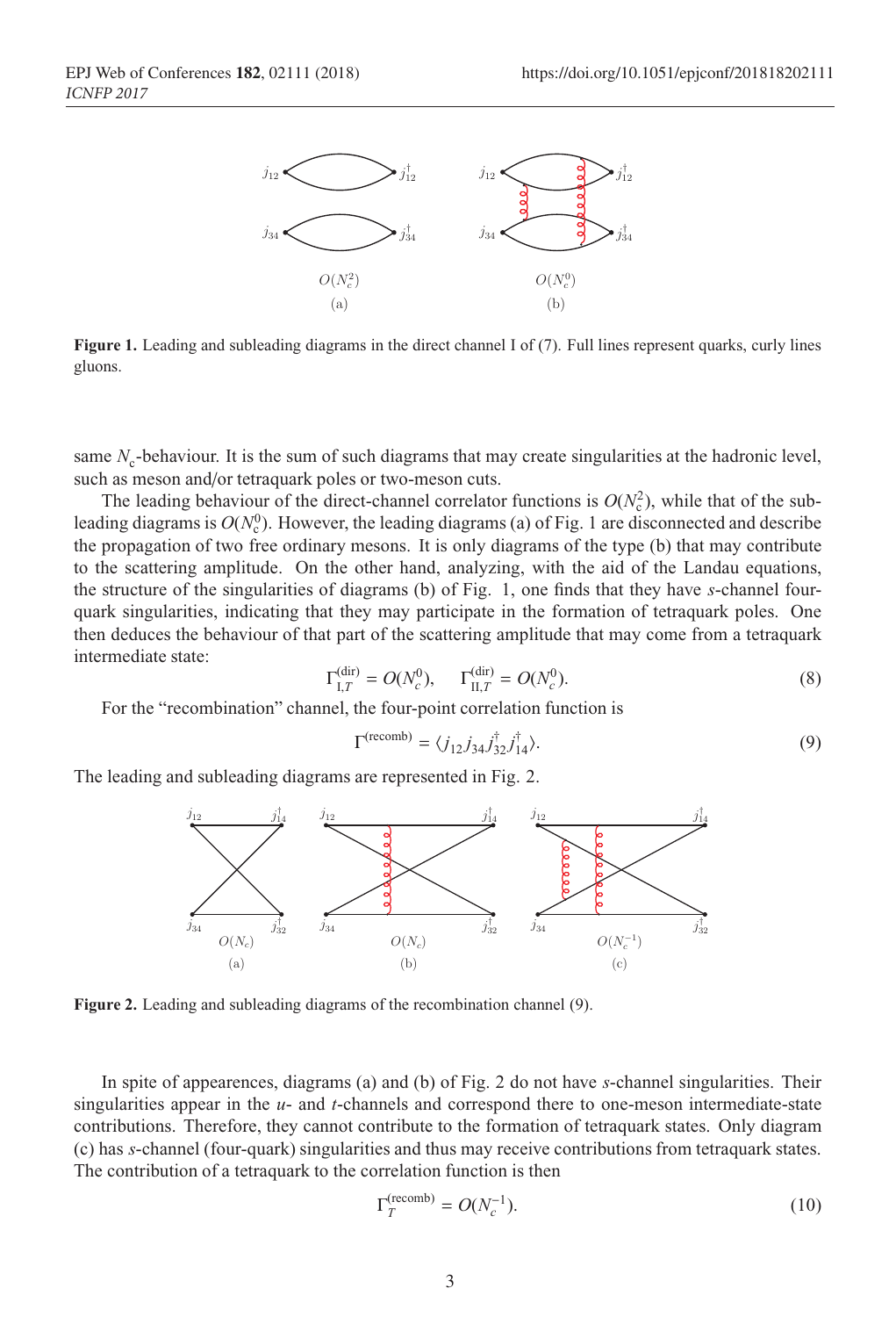**Figure 1.** Leading and subleading diagrams in the direct channel I of (7). Full lines represent quarks, curly lines gluons.

same $N_c$-behaviour. It is the sum of such diagrams that may create singularities at the hadronic level, such as meson and/or tetraquark poles or two-meson cuts.

The leading behaviour of the direct-channel correlator functions is $O(N_c^2)$, while that of the subleading diagrams is $O(N_c^0)$. However, the leading diagrams (a) of Fig. 1 are disconnected and describe the propagation of two free ordinary mesons. It is only diagrams of the type (b) that may contribute to the scattering amplitude. On the other hand, analyzing, with the aid of the Landau equations, the structure of the singularities of diagrams (b) of Fig. 1, one finds that they have $s$-channel four-quark singularities, indicating that they may participate in the formation of tetraquark poles. One then deduces the behaviour of that part of the scattering amplitude that may come from a tetraquark intermediate state:

$$\Gamma_{\mathrm{I},T}^{(\mathrm{dir})} = O(N_c^0), \qquad \Gamma_{\mathrm{II},T}^{(\mathrm{dir})} = O(N_c^0). \tag{8}$$

For the "recombination" channel, the four-point correlation function is

$$\Gamma^{(\mathrm{recomb})} = \langle j_{12} j_{34} j_{32}^{\dagger} j_{14}^{\dagger} \rangle. \tag{9}$$

The leading and subleading diagrams are represented in Fig. 2.

**Figure 2.** Leading and subleading diagrams of the recombination channel (9).

In spite of appearences, diagrams (a) and (b) of Fig. 2 do not have $s$-channel singularities. Their singularities appear in the $u$- and $t$-channels and correspond there to one-meson intermediate-state contributions. Therefore, they cannot contribute to the formation of tetraquark states. Only diagram (c) has $s$-channel (four-quark) singularities and thus may receive contributions from tetraquark states. The contribution of a tetraquark to the correlation function is then

$$\Gamma_T^{(\mathrm{recomb})} = O(N_c^{-1}). \tag{10}$$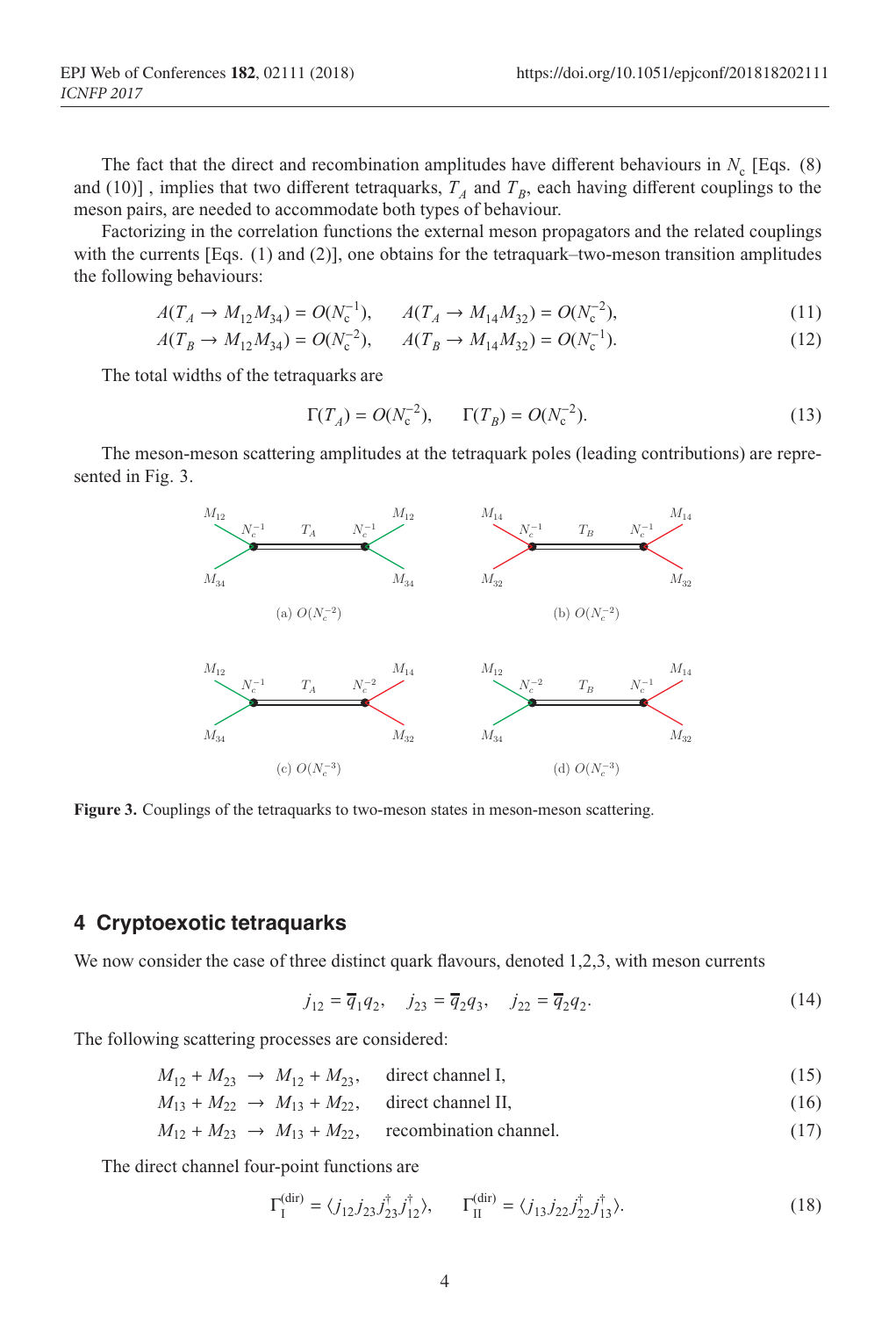The fact that the direct and recombination amplitudes have different behaviours in $N_c$ [Eqs. (8) and (10)] , implies that two different tetraquarks, $T_A$ and $T_B$, each having different couplings to the meson pairs, are needed to accommodate both types of behaviour.

Factorizing in the correlation functions the external meson propagators and the related couplings with the currents [Eqs. (1) and (2)], one obtains for the tetraquark–two-meson transition amplitudes the following behaviours:

$$A(T_A \to M_{12}M_{34}) = O(N_c^{-1}), \qquad A(T_A \to M_{14}M_{32}) = O(N_c^{-2}), \tag{11}$$

$$A(T_B \to M_{12}M_{34}) = O(N_c^{-2}), \qquad A(T_B \to M_{14}M_{32}) = O(N_c^{-1}). \tag{12}$$

The total widths of the tetraquarks are

$$\Gamma(T_A) = O(N_c^{-2}), \qquad \Gamma(T_B) = O(N_c^{-2}). \tag{13}$$

The meson-meson scattering amplitudes at the tetraquark poles (leading contributions) are represented in Fig. 3.

(a) $O(N_c^{-2})$ (b) $O(N_c^{-2})$ (c) $O(N_c^{-3})$ (d) $O(N_c^{-3})$

**Figure 3.** Couplings of the tetraquarks to two-meson states in meson-meson scattering.

## 4 Cryptoexotic tetraquarks

We now consider the case of three distinct quark flavours, denoted 1,2,3, with meson currents

$$j_{12} = \overline{q}_1 q_2, \quad j_{23} = \overline{q}_2 q_3, \quad j_{22} = \overline{q}_2 q_2. \tag{14}$$

The following scattering processes are considered:

$$M_{12} + M_{23} \to M_{12} + M_{23}, \qquad \text{direct channel I,} \tag{15}$$

$$M_{13} + M_{22} \to M_{13} + M_{22}, \qquad \text{direct channel II,} \tag{16}$$

$$M_{12} + M_{23} \to M_{13} + M_{22}, \qquad \text{recombination channel.} \tag{17}$$

The direct channel four-point functions are

$$\Gamma_{\rm I}^{(\rm dir)} = \langle j_{12} j_{23} j_{23}^\dagger j_{12}^\dagger \rangle, \qquad \Gamma_{\rm II}^{(\rm dir)} = \langle j_{13} j_{22} j_{22}^\dagger j_{13}^\dagger \rangle. \tag{18}$$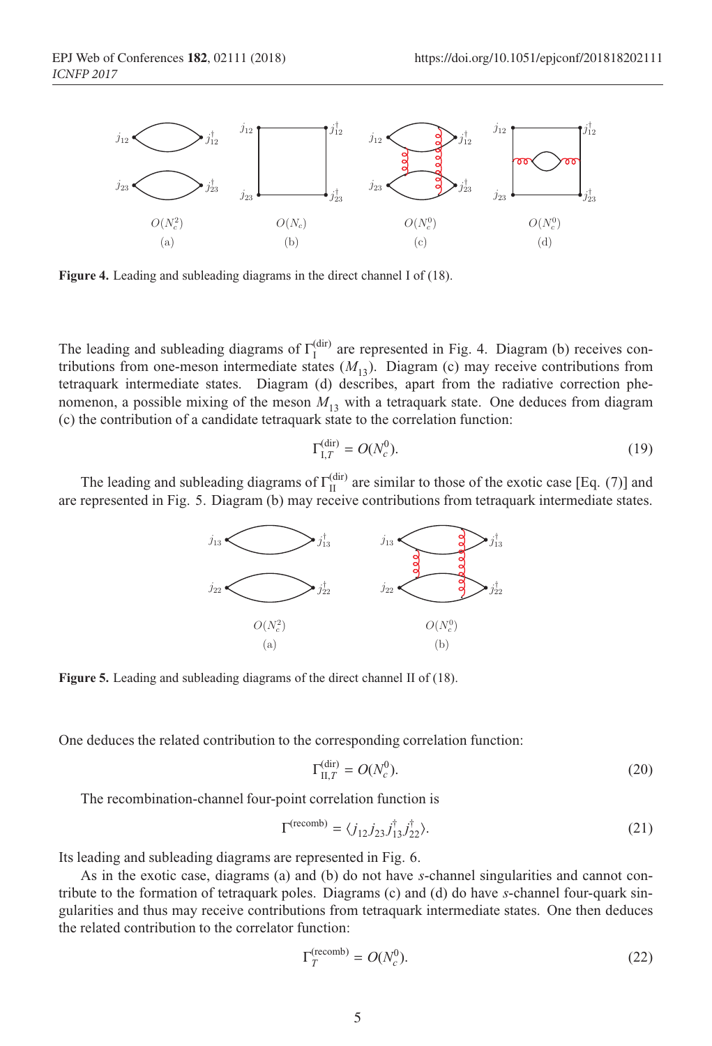Figure 4. Leading and subleading diagrams in the direct channel I of (18).

The leading and subleading diagrams of $\Gamma_{\mathrm{I}}^{(\mathrm{dir})}$ are represented in Fig. 4. Diagram (b) receives contributions from one-meson intermediate states ($M_{13}$). Diagram (c) may receive contributions from tetraquark intermediate states. Diagram (d) describes, apart from the radiative correction phenomenon, a possible mixing of the meson $M_{13}$ with a tetraquark state. One deduces from diagram (c) the contribution of a candidate tetraquark state to the correlation function:

$$\Gamma_{\mathrm{I},T}^{(\mathrm{dir})} = O(N_c^0). \tag{19}$$

The leading and subleading diagrams of $\Gamma_{\mathrm{II}}^{(\mathrm{dir})}$ are similar to those of the exotic case [Eq. (7)] and are represented in Fig. 5. Diagram (b) may receive contributions from tetraquark intermediate states.

Figure 5. Leading and subleading diagrams of the direct channel II of (18).

One deduces the related contribution to the corresponding correlation function:

$$\Gamma_{\mathrm{II},T}^{(\mathrm{dir})} = O(N_c^0). \tag{20}$$

The recombination-channel four-point correlation function is

$$\Gamma^{(\mathrm{recomb})} = \langle j_{12} j_{23} j_{13}^{\dagger} j_{22}^{\dagger} \rangle. \tag{21}$$

Its leading and subleading diagrams are represented in Fig. 6.

As in the exotic case, diagrams (a) and (b) do not have $s$-channel singularities and cannot contribute to the formation of tetraquark poles. Diagrams (c) and (d) do have $s$-channel four-quark singularities and thus may receive contributions from tetraquark intermediate states. One then deduces the related contribution to the correlator function:

$$\Gamma_T^{(\mathrm{recomb})} = O(N_c^0). \tag{22}$$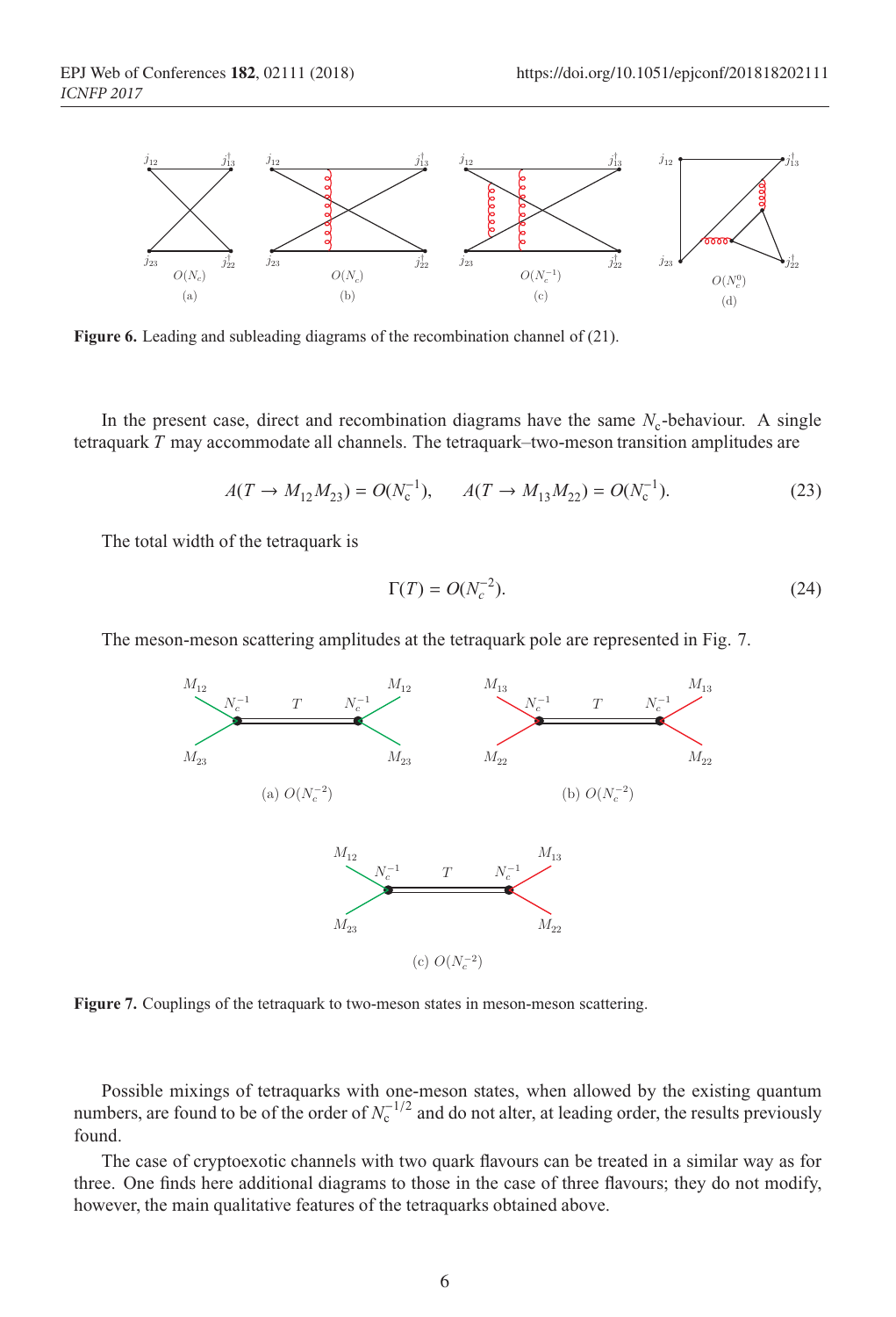Figure 6. Leading and subleading diagrams of the recombination channel of (21).

In the present case, direct and recombination diagrams have the same $N_c$-behaviour. A single tetraquark $T$ may accommodate all channels. The tetraquark–two-meson transition amplitudes are

$$A(T \to M_{12}M_{23}) = O(N_c^{-1}), \qquad A(T \to M_{13}M_{22}) = O(N_c^{-1}). \tag{23}$$

The total width of the tetraquark is

$$\Gamma(T) = O(N_c^{-2}). \tag{24}$$

The meson-meson scattering amplitudes at the tetraquark pole are represented in Fig. 7.

Figure 7. Couplings of the tetraquark to two-meson states in meson-meson scattering.

Possible mixings of tetraquarks with one-meson states, when allowed by the existing quantum numbers, are found to be of the order of $N_c^{-1/2}$ and do not alter, at leading order, the results previously found.

The case of cryptoexotic channels with two quark flavours can be treated in a similar way as for three. One finds here additional diagrams to those in the case of three flavours; they do not modify, however, the main qualitative features of the tetraquarks obtained above.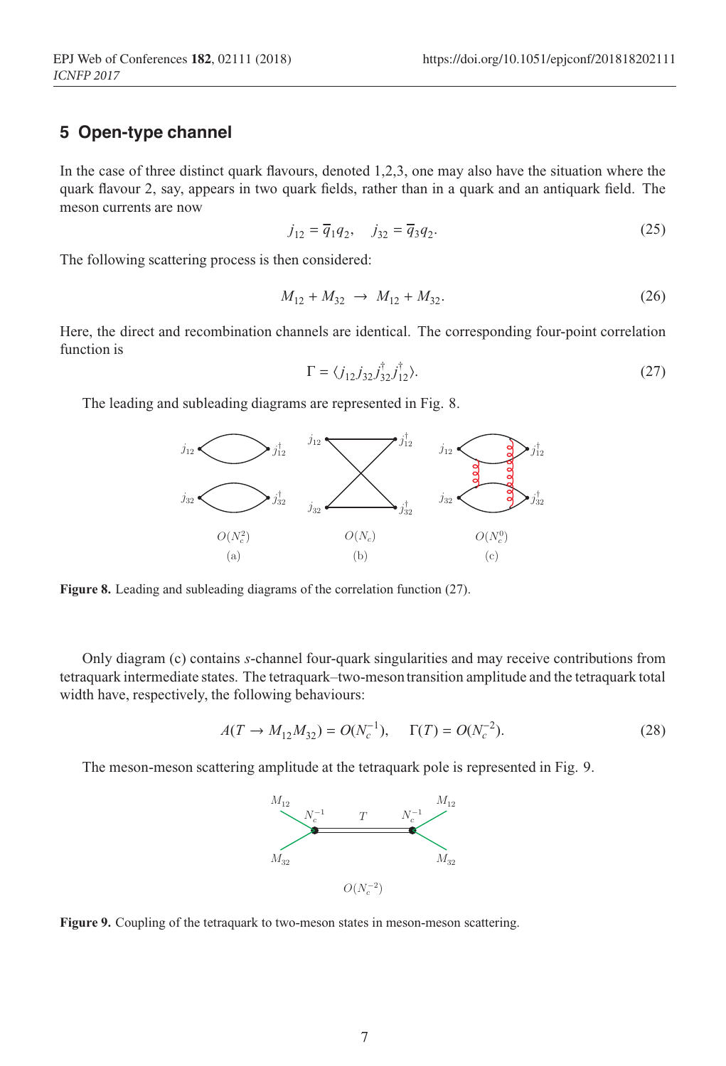## 5 Open-type channel

In the case of three distinct quark flavours, denoted 1,2,3, one may also have the situation where the quark flavour 2, say, appears in two quark fields, rather than in a quark and an antiquark field. The meson currents are now

$$j_{12} = \overline{q}_1 q_2, \quad j_{32} = \overline{q}_3 q_2. \tag{25}$$

The following scattering process is then considered:

$$M_{12} + M_{32} \ \rightarrow \ M_{12} + M_{32}. \tag{26}$$

Here, the direct and recombination channels are identical. The corresponding four-point correlation function is

$$\Gamma = \langle j_{12} j_{32} j_{32}^{\dagger} j_{12}^{\dagger} \rangle. \tag{27}$$

The leading and subleading diagrams are represented in Fig. 8.

**Figure 8.** Leading and subleading diagrams of the correlation function (27).

Only diagram (c) contains $s$-channel four-quark singularities and may receive contributions from tetraquark intermediate states. The tetraquark–two-meson transition amplitude and the tetraquark total width have, respectively, the following behaviours:

$$A(T \rightarrow M_{12} M_{32}) = O(N_c^{-1}), \qquad \Gamma(T) = O(N_c^{-2}). \tag{28}$$

The meson-meson scattering amplitude at the tetraquark pole is represented in Fig. 9.

**Figure 9.** Coupling of the tetraquark to two-meson states in meson-meson scattering.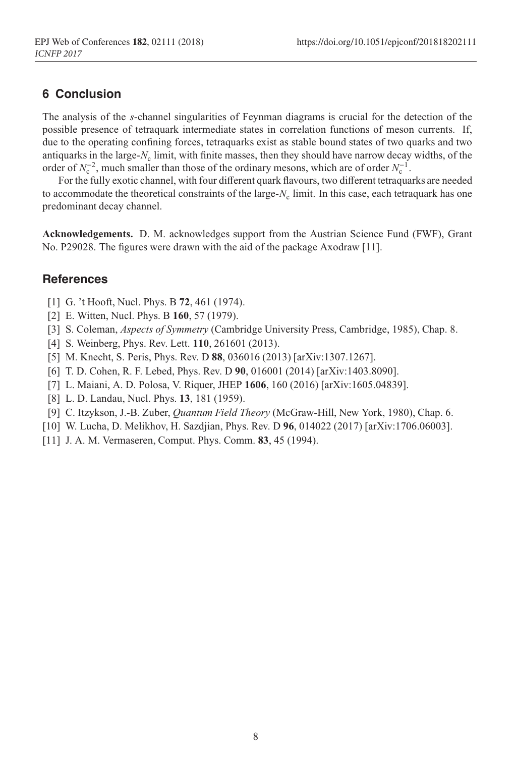## 6 Conclusion

The analysis of the *s*-channel singularities of Feynman diagrams is crucial for the detection of the possible presence of tetraquark intermediate states in correlation functions of meson currents. If, due to the operating confining forces, tetraquarks exist as stable bound states of two quarks and two antiquarks in the large-$N_c$ limit, with finite masses, then they should have narrow decay widths, of the order of $N_c^{-2}$, much smaller than those of the ordinary mesons, which are of order $N_c^{-1}$.

For the fully exotic channel, with four different quark flavours, two different tetraquarks are needed to accommodate the theoretical constraints of the large-$N_c$ limit. In this case, each tetraquark has one predominant decay channel.

**Acknowledgements.** D. M. acknowledges support from the Austrian Science Fund (FWF), Grant No. P29028. The figures were drawn with the aid of the package Axodraw [11].

## References

[1] G. 't Hooft, Nucl. Phys. B **72**, 461 (1974).

[2] E. Witten, Nucl. Phys. B **160**, 57 (1979).

[3] S. Coleman, *Aspects of Symmetry* (Cambridge University Press, Cambridge, 1985), Chap. 8.

[4] S. Weinberg, Phys. Rev. Lett. **110**, 261601 (2013).

[5] M. Knecht, S. Peris, Phys. Rev. D **88**, 036016 (2013) [arXiv:1307.1267].

[6] T. D. Cohen, R. F. Lebed, Phys. Rev. D **90**, 016001 (2014) [arXiv:1403.8090].

[7] L. Maiani, A. D. Polosa, V. Riquer, JHEP **1606**, 160 (2016) [arXiv:1605.04839].

[8] L. D. Landau, Nucl. Phys. **13**, 181 (1959).

[9] C. Itzykson, J.-B. Zuber, *Quantum Field Theory* (McGraw-Hill, New York, 1980), Chap. 6.

[10] W. Lucha, D. Melikhov, H. Sazdjian, Phys. Rev. D **96**, 014022 (2017) [arXiv:1706.06003].

[11] J. A. M. Vermaseren, Comput. Phys. Comm. **83**, 45 (1994).